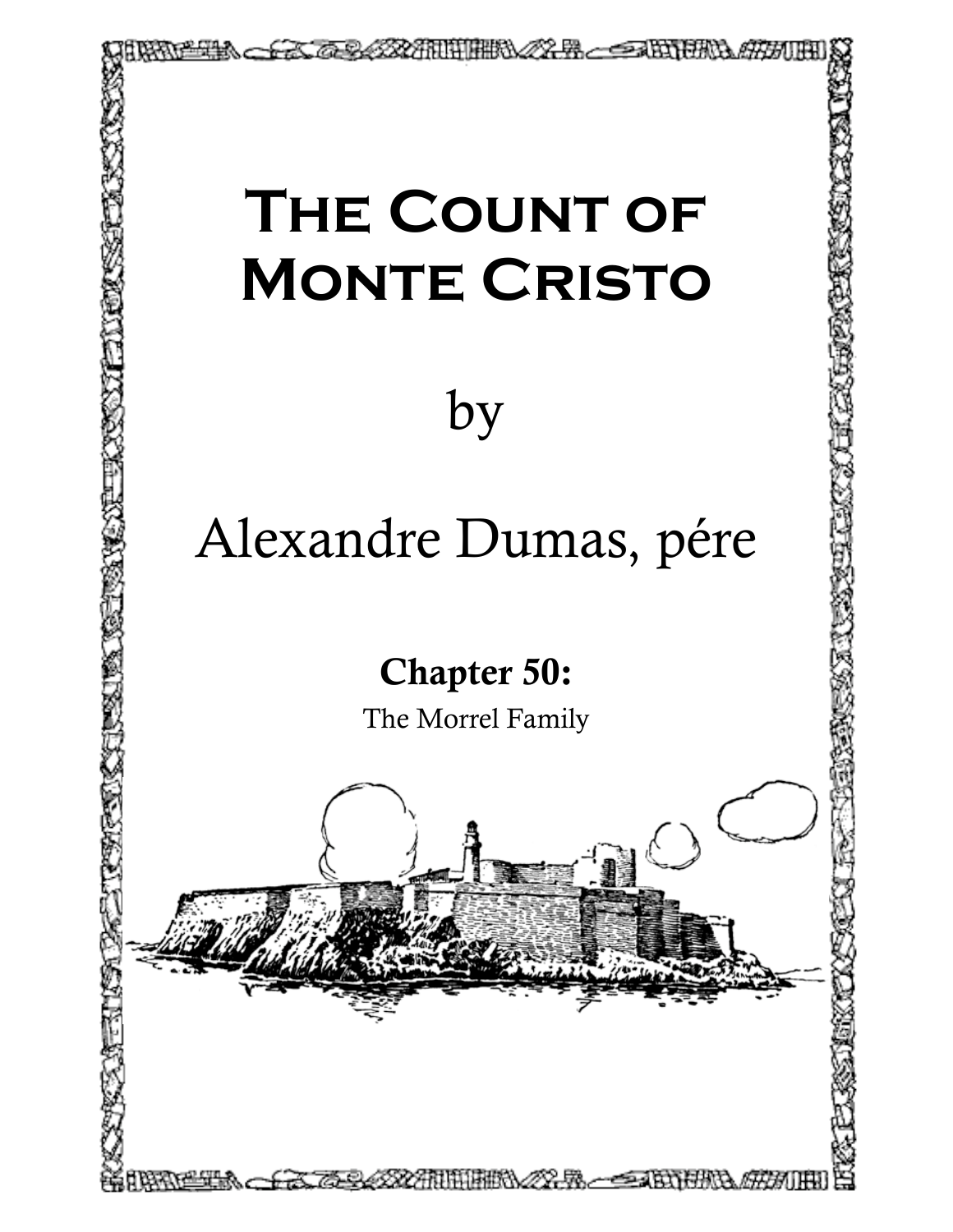# The Count of Monte Cristo

by

Alexandre Dumas, pére

## Chapter 50:

The Morrel Family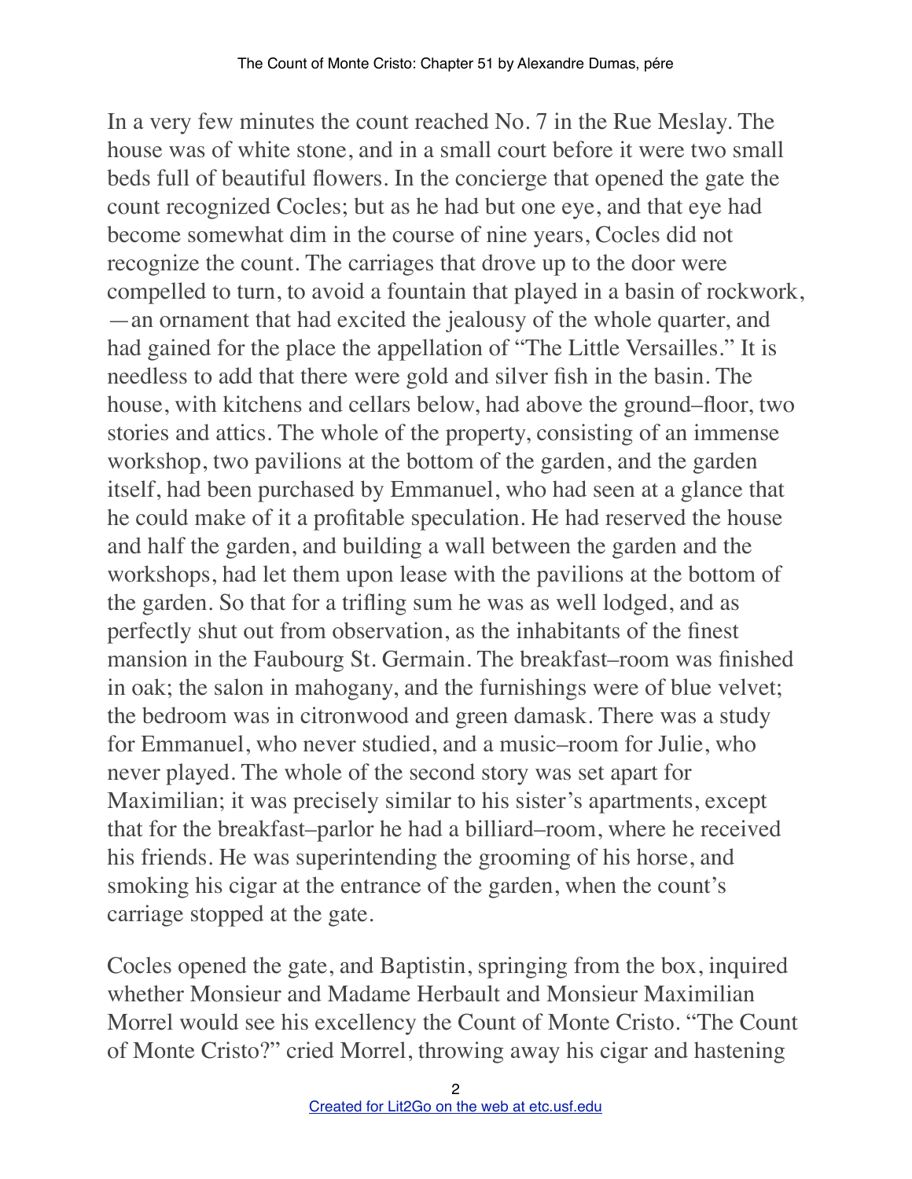In a very few minutes the count reached No. 7 in the Rue Meslay. The house was of white stone, and in a small court before it were two small beds full of beautiful flowers. In the concierge that opened the gate the count recognized Cocles; but as he had but one eye, and that eye had become somewhat dim in the course of nine years, Cocles did not recognize the count. The carriages that drove up to the door were compelled to turn, to avoid a fountain that played in a basin of rockwork, —an ornament that had excited the jealousy of the whole quarter, and had gained for the place the appellation of "The Little Versailles." It is needless to add that there were gold and silver fish in the basin. The house, with kitchens and cellars below, had above the ground–floor, two stories and attics. The whole of the property, consisting of an immense workshop, two pavilions at the bottom of the garden, and the garden itself, had been purchased by Emmanuel, who had seen at a glance that he could make of it a profitable speculation. He had reserved the house and half the garden, and building a wall between the garden and the workshops, had let them upon lease with the pavilions at the bottom of the garden. So that for a trifling sum he was as well lodged, and as perfectly shut out from observation, as the inhabitants of the finest mansion in the Faubourg St. Germain. The breakfast–room was finished in oak; the salon in mahogany, and the furnishings were of blue velvet; the bedroom was in citronwood and green damask. There was a study for Emmanuel, who never studied, and a music–room for Julie, who never played. The whole of the second story was set apart for Maximilian; it was precisely similar to his sister's apartments, except that for the breakfast–parlor he had a billiard–room, where he received his friends. He was superintending the grooming of his horse, and smoking his cigar at the entrance of the garden, when the count's carriage stopped at the gate.

Cocles opened the gate, and Baptistin, springing from the box, inquired whether Monsieur and Madame Herbault and Monsieur Maximilian Morrel would see his excellency the Count of Monte Cristo. "The Count of Monte Cristo?" cried Morrel, throwing away his cigar and hastening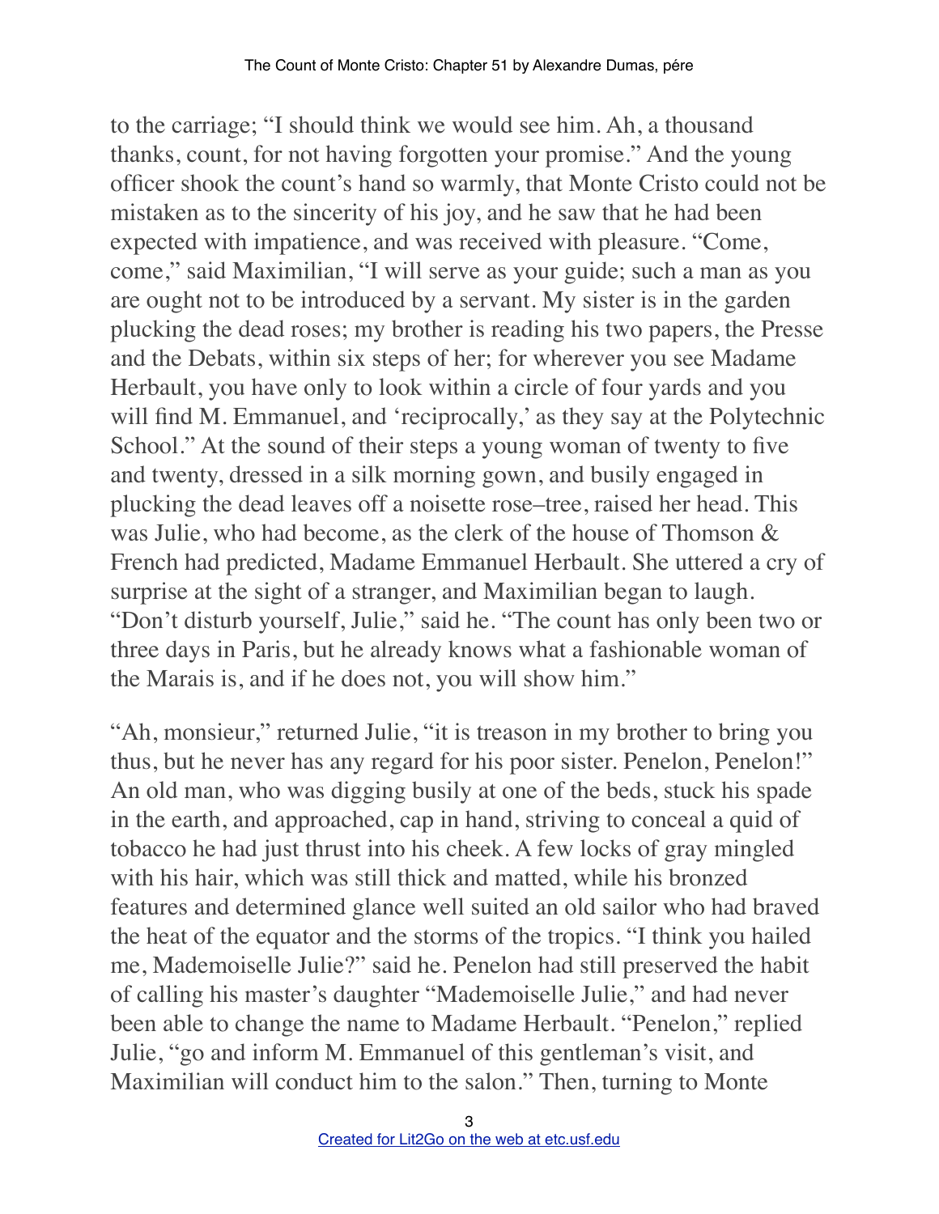to the carriage; "I should think we would see him. Ah, a thousand thanks, count, for not having forgotten your promise." And the young officer shook the count's hand so warmly, that Monte Cristo could not be mistaken as to the sincerity of his joy, and he saw that he had been expected with impatience, and was received with pleasure. "Come, come," said Maximilian, "I will serve as your guide; such a man as you are ought not to be introduced by a servant. My sister is in the garden plucking the dead roses; my brother is reading his two papers, the Presse and the Debats, within six steps of her; for wherever you see Madame Herbault, you have only to look within a circle of four yards and you will find M. Emmanuel, and 'reciprocally,' as they say at the Polytechnic School." At the sound of their steps a young woman of twenty to five and twenty, dressed in a silk morning gown, and busily engaged in plucking the dead leaves off a noisette rose–tree, raised her head. This was Julie, who had become, as the clerk of the house of Thomson & French had predicted, Madame Emmanuel Herbault. She uttered a cry of surprise at the sight of a stranger, and Maximilian began to laugh. "Don't disturb yourself, Julie," said he. "The count has only been two or three days in Paris, but he already knows what a fashionable woman of the Marais is, and if he does not, you will show him."

"Ah, monsieur," returned Julie, "it is treason in my brother to bring you thus, but he never has any regard for his poor sister. Penelon, Penelon!" An old man, who was digging busily at one of the beds, stuck his spade in the earth, and approached, cap in hand, striving to conceal a quid of tobacco he had just thrust into his cheek. A few locks of gray mingled with his hair, which was still thick and matted, while his bronzed features and determined glance well suited an old sailor who had braved the heat of the equator and the storms of the tropics. "I think you hailed me, Mademoiselle Julie?" said he. Penelon had still preserved the habit of calling his master's daughter "Mademoiselle Julie," and had never been able to change the name to Madame Herbault. "Penelon," replied Julie, "go and inform M. Emmanuel of this gentleman's visit, and Maximilian will conduct him to the salon." Then, turning to Monte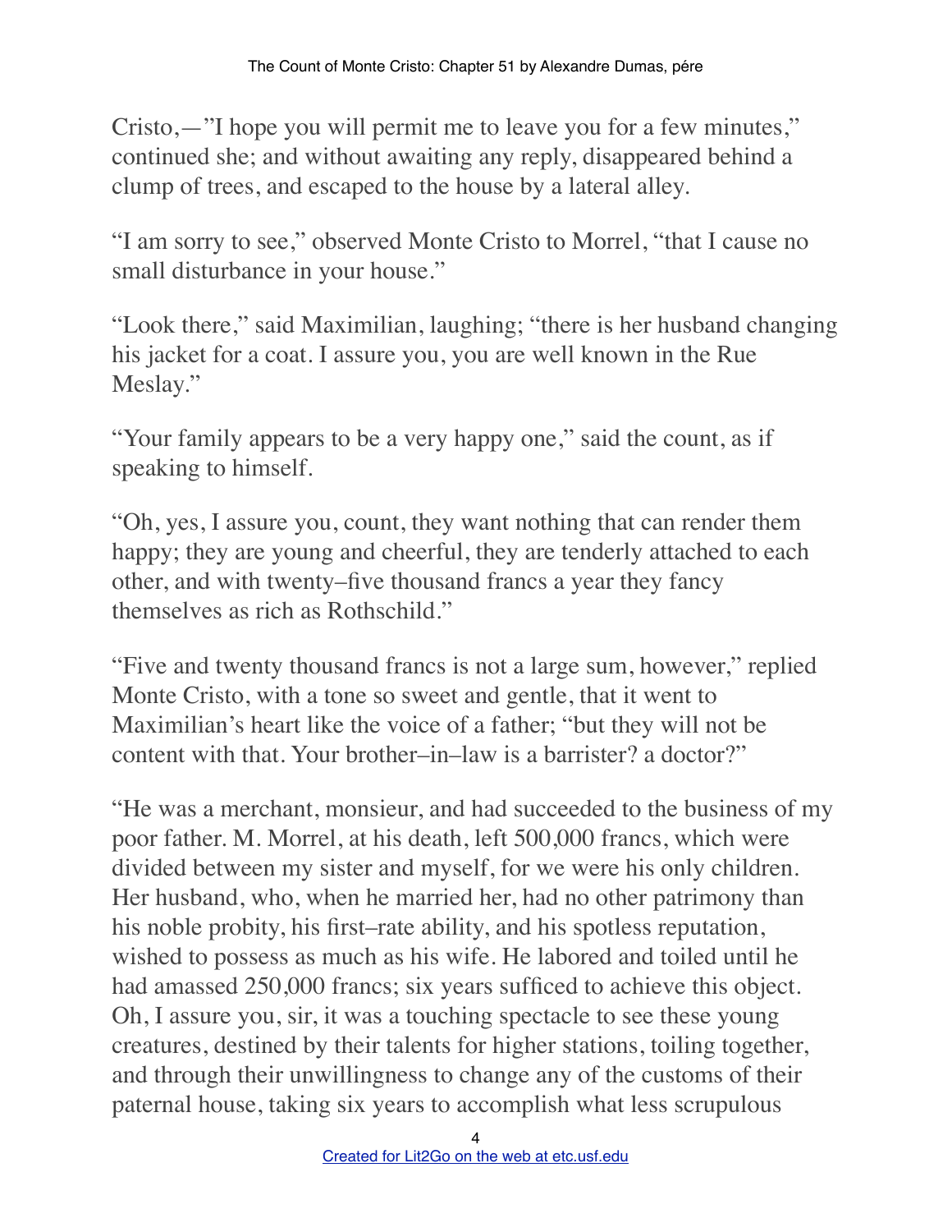Cristo,—"I hope you will permit me to leave you for a few minutes," continued she; and without awaiting any reply, disappeared behind a clump of trees, and escaped to the house by a lateral alley.

"I am sorry to see," observed Monte Cristo to Morrel, "that I cause no small disturbance in your house."

"Look there," said Maximilian, laughing; "there is her husband changing his jacket for a coat. I assure you, you are well known in the Rue Meslay."

"Your family appears to be a very happy one," said the count, as if speaking to himself.

"Oh, yes, I assure you, count, they want nothing that can render them happy; they are young and cheerful, they are tenderly attached to each other, and with twenty–five thousand francs a year they fancy themselves as rich as Rothschild."

"Five and twenty thousand francs is not a large sum, however," replied Monte Cristo, with a tone so sweet and gentle, that it went to Maximilian's heart like the voice of a father; "but they will not be content with that. Your brother–in–law is a barrister? a doctor?"

"He was a merchant, monsieur, and had succeeded to the business of my poor father. M. Morrel, at his death, left 500,000 francs, which were divided between my sister and myself, for we were his only children. Her husband, who, when he married her, had no other patrimony than his noble probity, his first–rate ability, and his spotless reputation, wished to possess as much as his wife. He labored and toiled until he had amassed 250,000 francs; six years sufficed to achieve this object. Oh, I assure you, sir, it was a touching spectacle to see these young creatures, destined by their talents for higher stations, toiling together, and through their unwillingness to change any of the customs of their paternal house, taking six years to accomplish what less scrupulous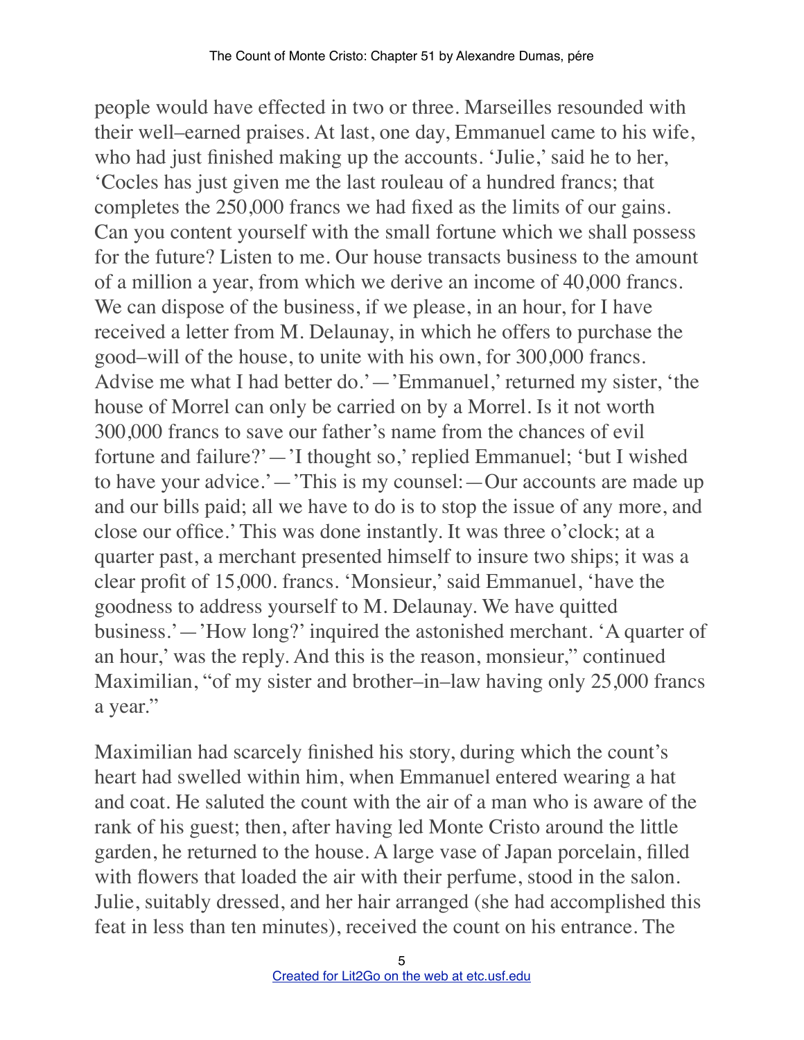people would have effected in two or three. Marseilles resounded with their well–earned praises. At last, one day, Emmanuel came to his wife, who had just finished making up the accounts. 'Julie,' said he to her, 'Cocles has just given me the last rouleau of a hundred francs; that completes the 250,000 francs we had fixed as the limits of our gains. Can you content yourself with the small fortune which we shall possess for the future? Listen to me. Our house transacts business to the amount of a million a year, from which we derive an income of 40,000 francs. We can dispose of the business, if we please, in an hour, for I have received a letter from M. Delaunay, in which he offers to purchase the good–will of the house, to unite with his own, for 300,000 francs. Advise me what I had better do.'—'Emmanuel,' returned my sister, 'the house of Morrel can only be carried on by a Morrel. Is it not worth 300,000 francs to save our father's name from the chances of evil fortune and failure?'—'I thought so,' replied Emmanuel; 'but I wished to have your advice.'—'This is my counsel:—Our accounts are made up and our bills paid; all we have to do is to stop the issue of any more, and close our office.' This was done instantly. It was three o'clock; at a quarter past, a merchant presented himself to insure two ships; it was a clear profit of 15,000. francs. 'Monsieur,' said Emmanuel, 'have the goodness to address yourself to M. Delaunay. We have quitted business.'—'How long?' inquired the astonished merchant. 'A quarter of an hour,' was the reply. And this is the reason, monsieur," continued Maximilian, "of my sister and brother–in–law having only 25,000 francs a year."

Maximilian had scarcely finished his story, during which the count's heart had swelled within him, when Emmanuel entered wearing a hat and coat. He saluted the count with the air of a man who is aware of the rank of his guest; then, after having led Monte Cristo around the little garden, he returned to the house. A large vase of Japan porcelain, filled with flowers that loaded the air with their perfume, stood in the salon. Julie, suitably dressed, and her hair arranged (she had accomplished this feat in less than ten minutes), received the count on his entrance. The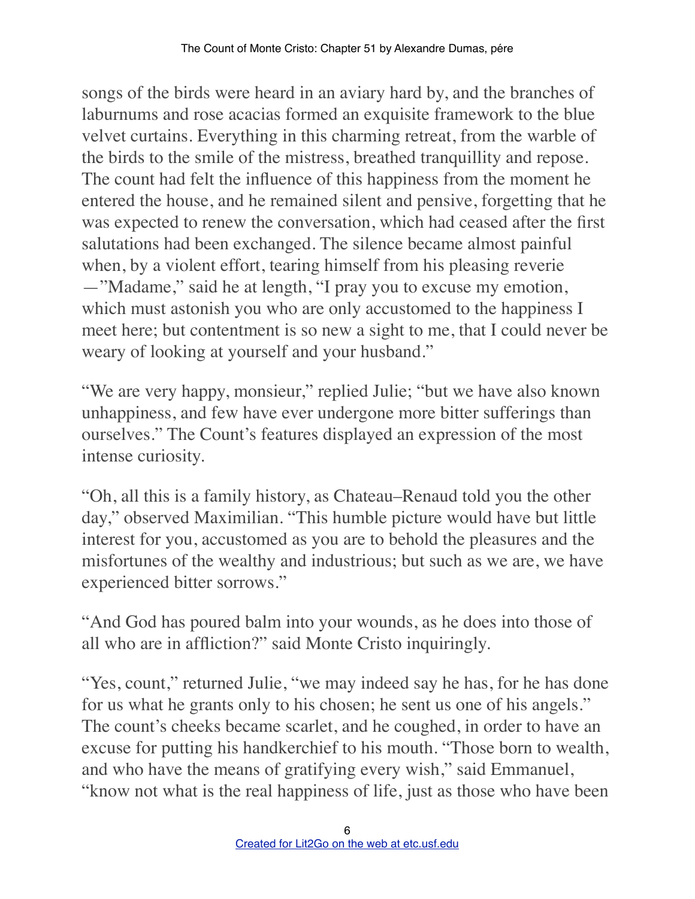songs of the birds were heard in an aviary hard by, and the branches of laburnums and rose acacias formed an exquisite framework to the blue velvet curtains. Everything in this charming retreat, from the warble of the birds to the smile of the mistress, breathed tranquillity and repose. The count had felt the influence of this happiness from the moment he entered the house, and he remained silent and pensive, forgetting that he was expected to renew the conversation, which had ceased after the first salutations had been exchanged. The silence became almost painful when, by a violent effort, tearing himself from his pleasing reverie —"Madame," said he at length, "I pray you to excuse my emotion, which must astonish you who are only accustomed to the happiness I meet here; but contentment is so new a sight to me, that I could never be weary of looking at yourself and your husband."

"We are very happy, monsieur," replied Julie; "but we have also known unhappiness, and few have ever undergone more bitter sufferings than ourselves." The Count's features displayed an expression of the most intense curiosity.

"Oh, all this is a family history, as Chateau–Renaud told you the other day," observed Maximilian. "This humble picture would have but little interest for you, accustomed as you are to behold the pleasures and the misfortunes of the wealthy and industrious; but such as we are, we have experienced bitter sorrows."

"And God has poured balm into your wounds, as he does into those of all who are in affliction?" said Monte Cristo inquiringly.

"Yes, count," returned Julie, "we may indeed say he has, for he has done for us what he grants only to his chosen; he sent us one of his angels." The count's cheeks became scarlet, and he coughed, in order to have an excuse for putting his handkerchief to his mouth. "Those born to wealth, and who have the means of gratifying every wish," said Emmanuel, "know not what is the real happiness of life, just as those who have been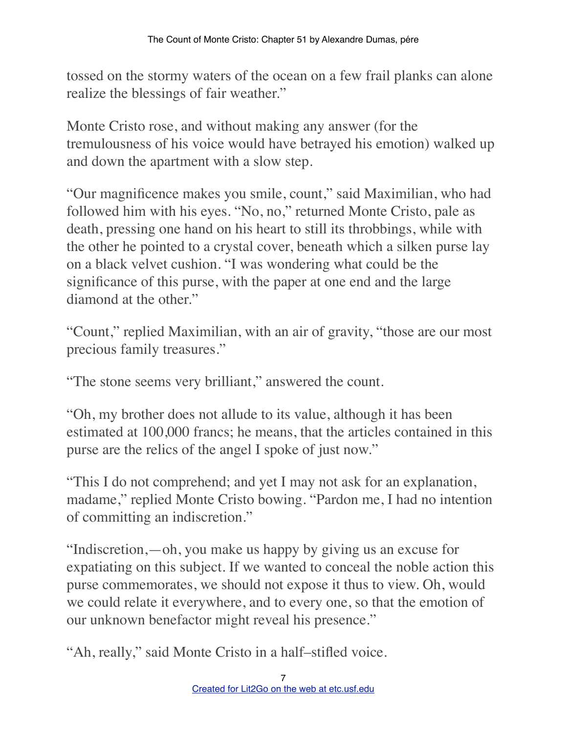tossed on the stormy waters of the ocean on a few frail planks can alone realize the blessings of fair weather."

Monte Cristo rose, and without making any answer (for the tremulousness of his voice would have betrayed his emotion) walked up and down the apartment with a slow step.

"Our magnificence makes you smile, count," said Maximilian, who had followed him with his eyes. "No, no," returned Monte Cristo, pale as death, pressing one hand on his heart to still its throbbings, while with the other he pointed to a crystal cover, beneath which a silken purse lay on a black velvet cushion. "I was wondering what could be the significance of this purse, with the paper at one end and the large diamond at the other."

"Count," replied Maximilian, with an air of gravity, "those are our most precious family treasures."

"The stone seems very brilliant," answered the count.

"Oh, my brother does not allude to its value, although it has been estimated at 100,000 francs; he means, that the articles contained in this purse are the relics of the angel I spoke of just now."

"This I do not comprehend; and yet I may not ask for an explanation, madame," replied Monte Cristo bowing. "Pardon me, I had no intention of committing an indiscretion."

"Indiscretion,—oh, you make us happy by giving us an excuse for expatiating on this subject. If we wanted to conceal the noble action this purse commemorates, we should not expose it thus to view. Oh, would we could relate it everywhere, and to every one, so that the emotion of our unknown benefactor might reveal his presence."

"Ah, really," said Monte Cristo in a half–stifled voice.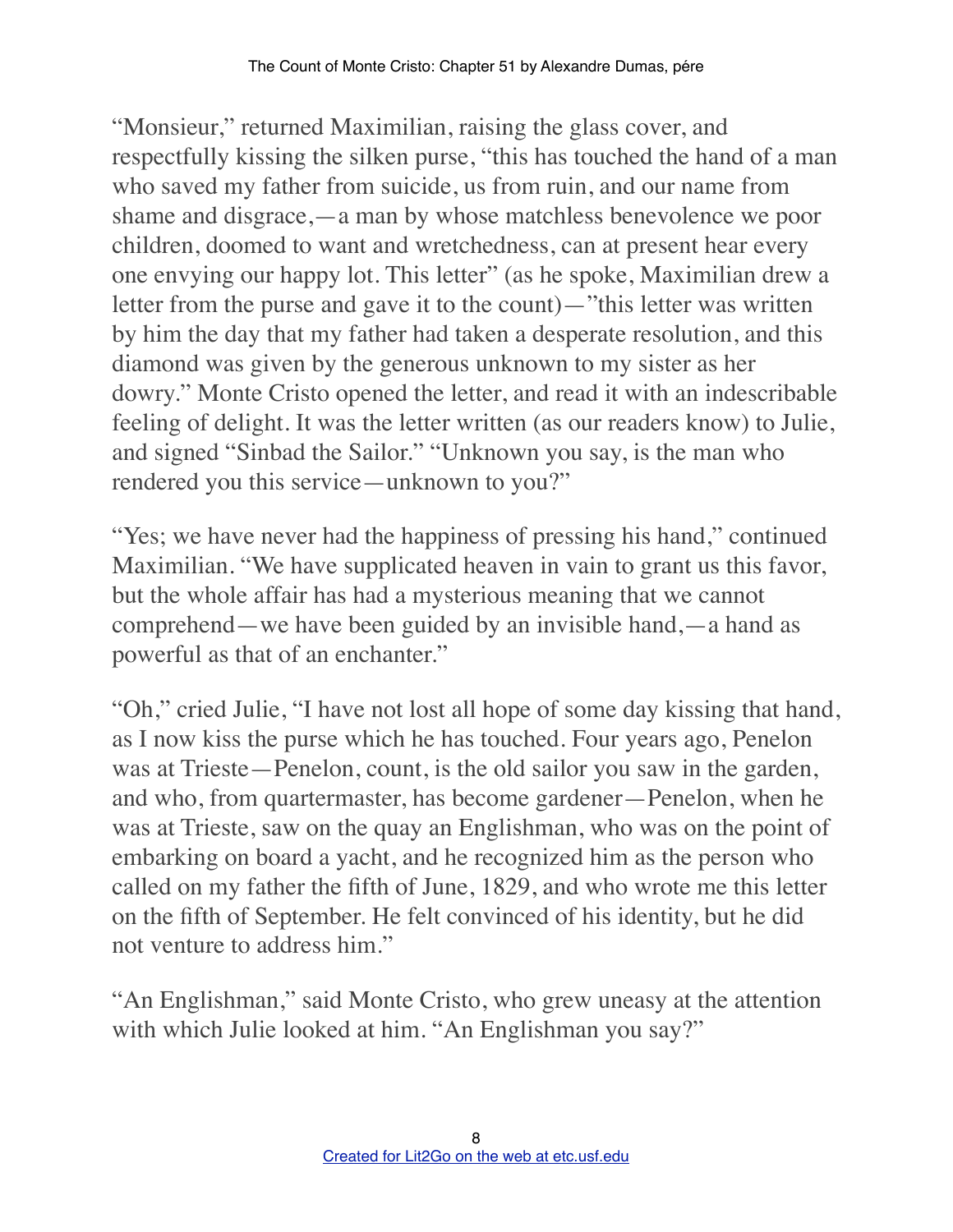"Monsieur," returned Maximilian, raising the glass cover, and respectfully kissing the silken purse, "this has touched the hand of a man who saved my father from suicide, us from ruin, and our name from shame and disgrace,—a man by whose matchless benevolence we poor children, doomed to want and wretchedness, can at present hear every one envying our happy lot. This letter" (as he spoke, Maximilian drew a letter from the purse and gave it to the count)—"this letter was written by him the day that my father had taken a desperate resolution, and this diamond was given by the generous unknown to my sister as her dowry." Monte Cristo opened the letter, and read it with an indescribable feeling of delight. It was the letter written (as our readers know) to Julie, and signed "Sinbad the Sailor." "Unknown you say, is the man who rendered you this service—unknown to you?"

"Yes; we have never had the happiness of pressing his hand," continued Maximilian. "We have supplicated heaven in vain to grant us this favor, but the whole affair has had a mysterious meaning that we cannot comprehend—we have been guided by an invisible hand,—a hand as powerful as that of an enchanter."

"Oh," cried Julie, "I have not lost all hope of some day kissing that hand, as I now kiss the purse which he has touched. Four years ago, Penelon was at Trieste—Penelon, count, is the old sailor you saw in the garden, and who, from quartermaster, has become gardener—Penelon, when he was at Trieste, saw on the quay an Englishman, who was on the point of embarking on board a yacht, and he recognized him as the person who called on my father the fifth of June, 1829, and who wrote me this letter on the fifth of September. He felt convinced of his identity, but he did not venture to address him."

"An Englishman," said Monte Cristo, who grew uneasy at the attention with which Julie looked at him. "An Englishman you say?"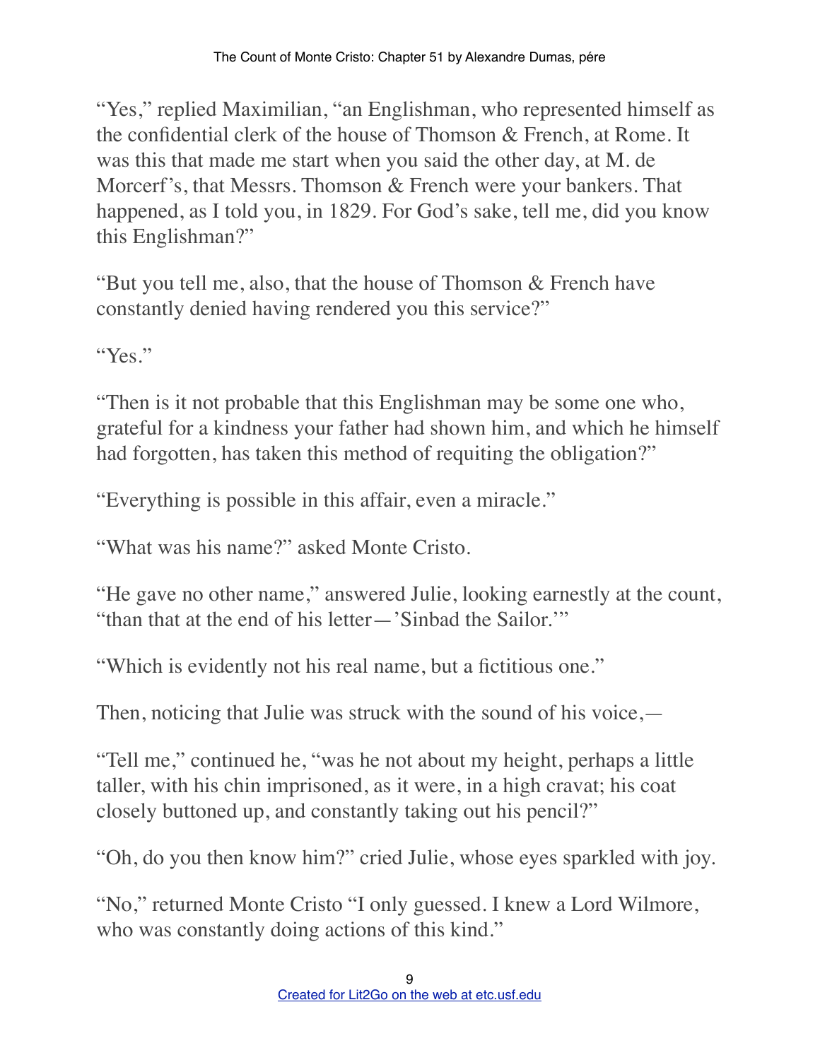“Yes,” replied Maximilian, “an Englishman, who represented himself as the confidential clerk of the house of Thomson & French, at Rome. It was this that made me start when you said the other day, at M. de Morcerf’s, that Messrs. Thomson & French were your bankers. That happened, as I told you, in 1829. For God’s sake, tell me, did you know this Englishman?”

“But you tell me, also, that the house of Thomson & French have constantly denied having rendered you this service?”

“Yes.”

“Then is it not probable that this Englishman may be some one who, grateful for a kindness your father had shown him, and which he himself had forgotten, has taken this method of requiting the obligation?”

“Everything is possible in this affair, even a miracle.”

“What was his name?” asked Monte Cristo.

“He gave no other name,” answered Julie, looking earnestly at the count, “than that at the end of his letter—’Sinbad the Sailor.’”

“Which is evidently not his real name, but a fictitious one.”

Then, noticing that Julie was struck with the sound of his voice,—

“Tell me,” continued he, “was he not about my height, perhaps a little taller, with his chin imprisoned, as it were, in a high cravat; his coat closely buttoned up, and constantly taking out his pencil?”

“Oh, do you then know him?” cried Julie, whose eyes sparkled with joy.

“No,” returned Monte Cristo “I only guessed. I knew a Lord Wilmore, who was constantly doing actions of this kind.”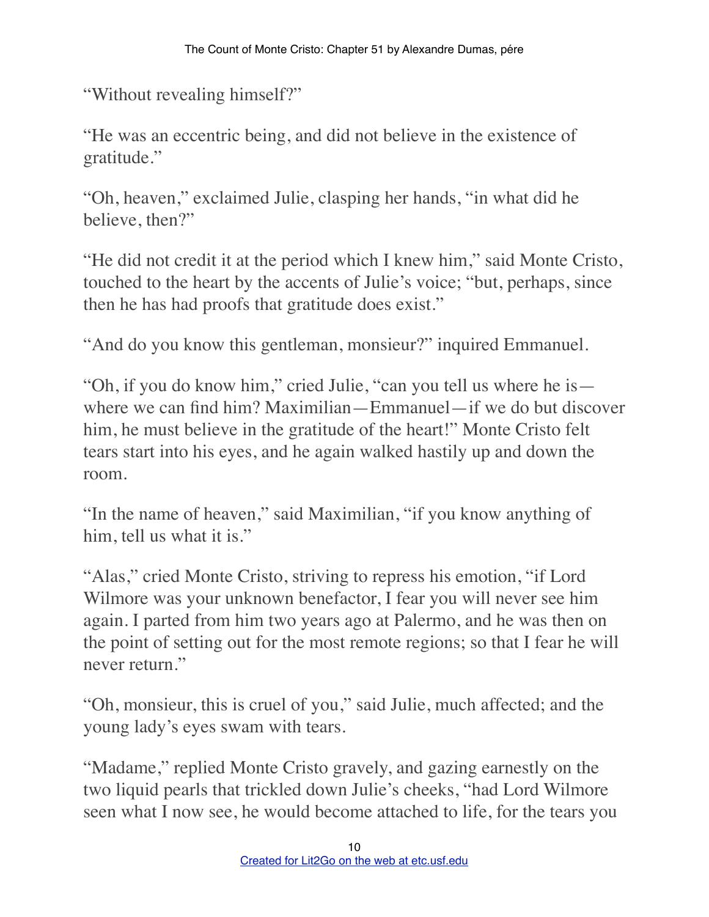"Without revealing himself?"

"He was an eccentric being, and did not believe in the existence of gratitude."

"Oh, heaven," exclaimed Julie, clasping her hands, "in what did he believe, then?"

"He did not credit it at the period which I knew him," said Monte Cristo, touched to the heart by the accents of Julie's voice; "but, perhaps, since then he has had proofs that gratitude does exist."

"And do you know this gentleman, monsieur?" inquired Emmanuel.

"Oh, if you do know him," cried Julie, "can you tell us where he is—where we can find him? Maximilian—Emmanuel—if we do but discover him, he must believe in the gratitude of the heart!" Monte Cristo felt tears start into his eyes, and he again walked hastily up and down the room.

"In the name of heaven," said Maximilian, "if you know anything of him, tell us what it is."

"Alas," cried Monte Cristo, striving to repress his emotion, "if Lord Wilmore was your unknown benefactor, I fear you will never see him again. I parted from him two years ago at Palermo, and he was then on the point of setting out for the most remote regions; so that I fear he will never return."

"Oh, monsieur, this is cruel of you," said Julie, much affected; and the young lady's eyes swam with tears.

"Madame," replied Monte Cristo gravely, and gazing earnestly on the two liquid pearls that trickled down Julie's cheeks, "had Lord Wilmore seen what I now see, he would become attached to life, for the tears you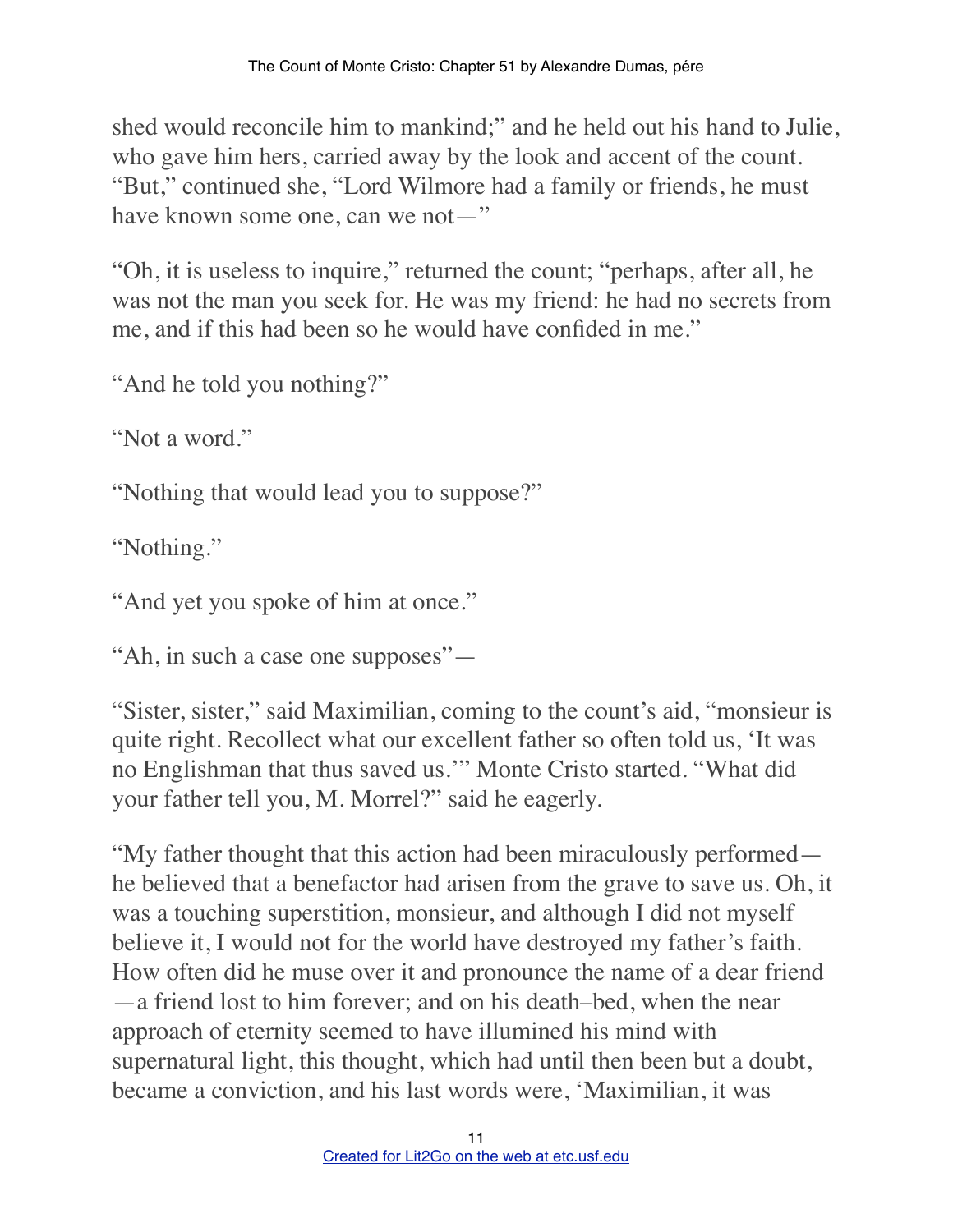shed would reconcile him to mankind;" and he held out his hand to Julie, who gave him hers, carried away by the look and accent of the count. "But," continued she, "Lord Wilmore had a family or friends, he must have known some one, can we not—"

"Oh, it is useless to inquire," returned the count; "perhaps, after all, he was not the man you seek for. He was my friend: he had no secrets from me, and if this had been so he would have confided in me."

"And he told you nothing?"

"Not a word."

"Nothing that would lead you to suppose?"

"Nothing."

"And yet you spoke of him at once."

"Ah, in such a case one supposes"—

"Sister, sister," said Maximilian, coming to the count's aid, "monsieur is quite right. Recollect what our excellent father so often told us, 'It was no Englishman that thus saved us.'" Monte Cristo started. "What did your father tell you, M. Morrel?" said he eagerly.

"My father thought that this action had been miraculously performed—he believed that a benefactor had arisen from the grave to save us. Oh, it was a touching superstition, monsieur, and although I did not myself believe it, I would not for the world have destroyed my father's faith. How often did he muse over it and pronounce the name of a dear friend—a friend lost to him forever; and on his death–bed, when the near approach of eternity seemed to have illumined his mind with supernatural light, this thought, which had until then been but a doubt, became a conviction, and his last words were, 'Maximilian, it was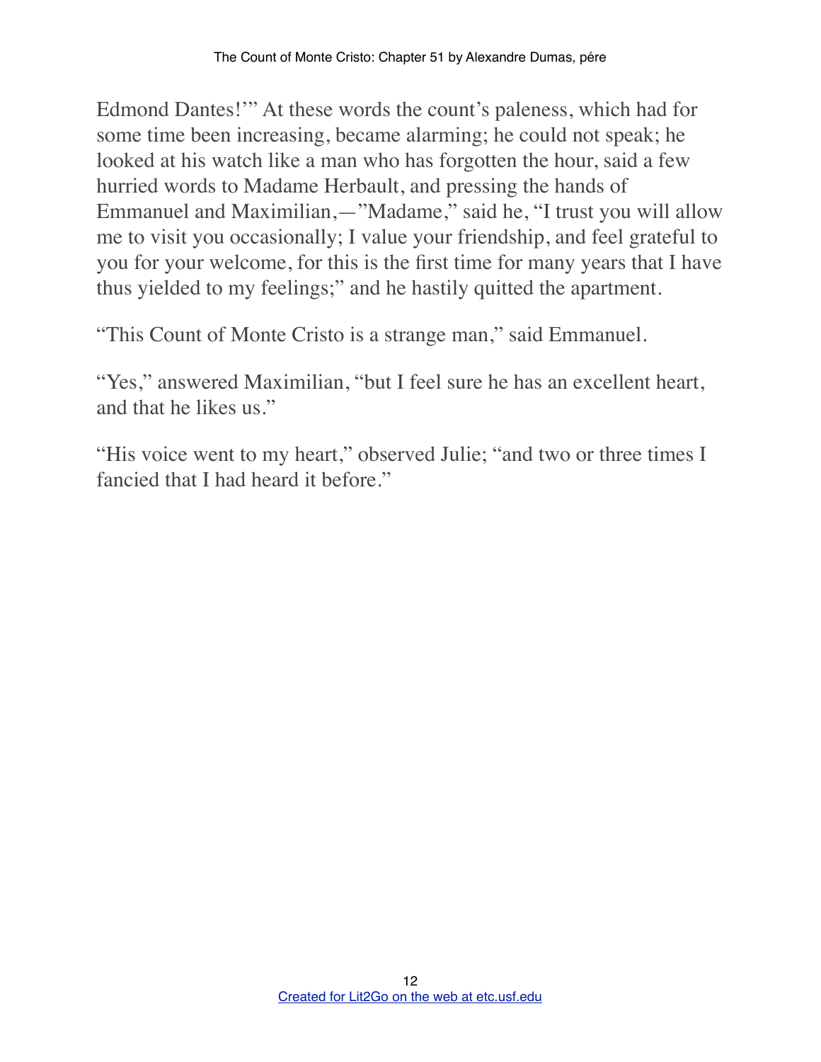Edmond Dantes!'" At these words the count's paleness, which had for some time been increasing, became alarming; he could not speak; he looked at his watch like a man who has forgotten the hour, said a few hurried words to Madame Herbault, and pressing the hands of Emmanuel and Maximilian,—"Madame," said he, "I trust you will allow me to visit you occasionally; I value your friendship, and feel grateful to you for your welcome, for this is the first time for many years that I have thus yielded to my feelings;" and he hastily quitted the apartment.

"This Count of Monte Cristo is a strange man," said Emmanuel.

"Yes," answered Maximilian, "but I feel sure he has an excellent heart, and that he likes us."

"His voice went to my heart," observed Julie; "and two or three times I fancied that I had heard it before."